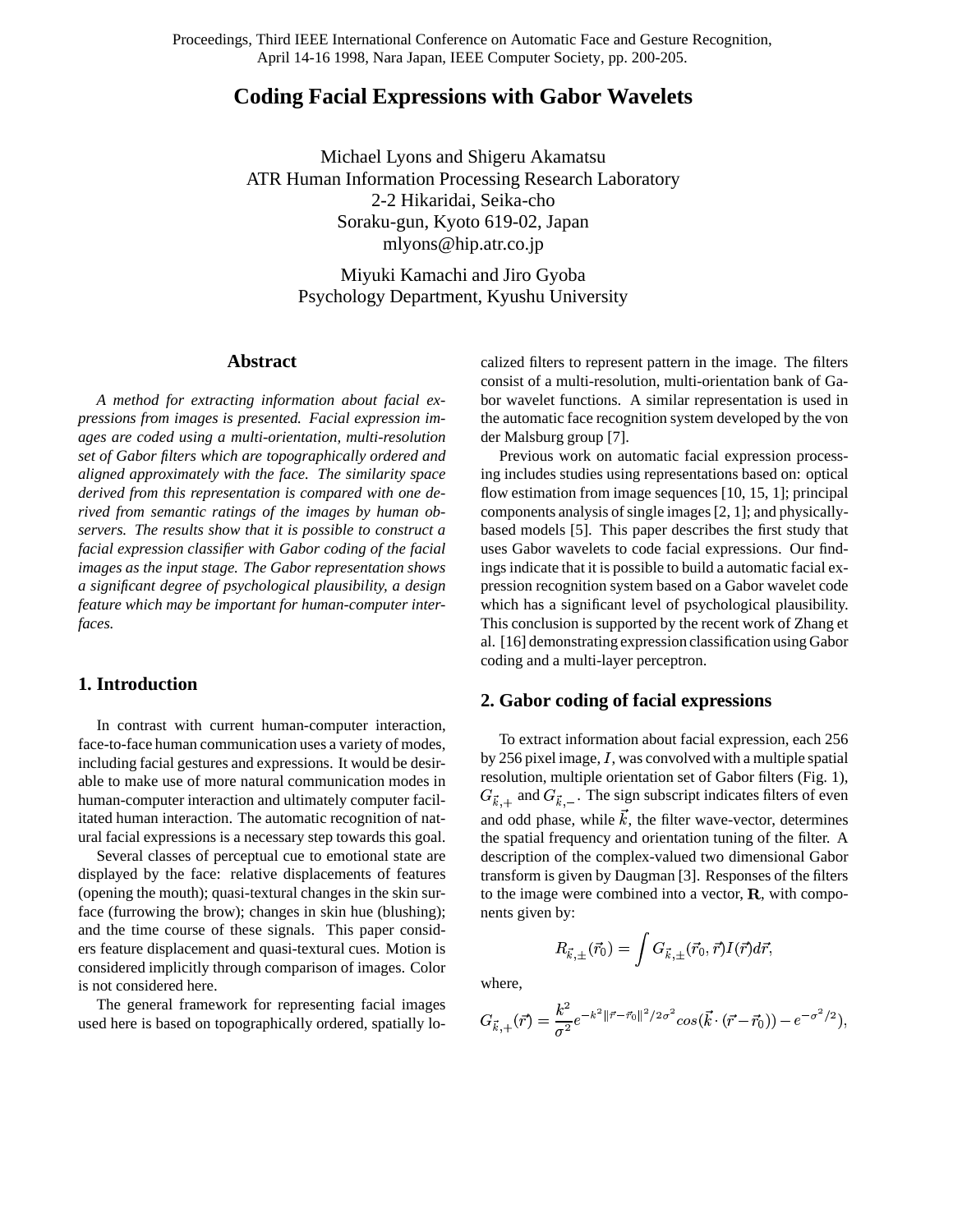Proceedings, Third IEEE International Conference on Automatic Face and Gesture Recognition, April 14-16 1998, Nara Japan, IEEE Computer Society, pp. 200-205.

# Coding Facial Expressions with Gabor Wavelets

Michael Lyons and Shigeru Akamatsu
ATR Human Information Processing Research Laboratory
2-2 Hikaridai, Seika-cho
Soraku-gun, Kyoto 619-02, Japan
mlyons@hip.atr.co.jp

Miyuki Kamachi and Jiro Gyoba
Psychology Department, Kyushu University

## Abstract

*A method for extracting information about facial expressions from images is presented. Facial expression images are coded using a multi-orientation, multi-resolution set of Gabor filters which are topographically ordered and aligned approximately with the face. The similarity space derived from this representation is compared with one derived from semantic ratings of the images by human observers. The results show that it is possible to construct a facial expression classifier with Gabor coding of the facial images as the input stage. The Gabor representation shows a significant degree of psychological plausibility, a design feature which may be important for human-computer interfaces.*

## 1. Introduction

In contrast with current human-computer interaction, face-to-face human communication uses a variety of modes, including facial gestures and expressions. It would be desirable to make use of more natural communication modes in human-computer interaction and ultimately computer facilitated human interaction. The automatic recognition of natural facial expressions is a necessary step towards this goal.

Several classes of perceptual cue to emotional state are displayed by the face: relative displacements of features (opening the mouth); quasi-textural changes in the skin surface (furrowing the brow); changes in skin hue (blushing); and the time course of these signals. This paper considers feature displacement and quasi-textural cues. Motion is considered implicitly through comparison of images. Color is not considered here.

The general framework for representing facial images used here is based on topographically ordered, spatially localized filters to represent pattern in the image. The filters consist of a multi-resolution, multi-orientation bank of Gabor wavelet functions. A similar representation is used in the automatic face recognition system developed by the von der Malsburg group [7].

Previous work on automatic facial expression processing includes studies using representations based on: optical flow estimation from image sequences [10, 15, 1]; principal components analysis of single images [2, 1]; and physically-based models [5]. This paper describes the first study that uses Gabor wavelets to code facial expressions. Our findings indicate that it is possible to build a automatic facial expression recognition system based on a Gabor wavelet code which has a significant level of psychological plausibility. This conclusion is supported by the recent work of Zhang et al. [16] demonstrating expression classification using Gabor coding and a multi-layer perceptron.

## 2. Gabor coding of facial expressions

To extract information about facial expression, each 256 by 256 pixel image, $I$, was convolved with a multiple spatial resolution, multiple orientation set of Gabor filters (Fig. 1), $G_{\vec{k},+}$ and $G_{\vec{k},-}$. The sign subscript indicates filters of even and odd phase, while $\vec{k}$, the filter wave-vector, determines the spatial frequency and orientation tuning of the filter. A description of the complex-valued two dimensional Gabor transform is given by Daugman [3]. Responses of the filters to the image were combined into a vector, $\mathbf{R}$, with components given by:

$$R_{\vec{k},\pm}(\vec{r}_0) = \int G_{\vec{k},\pm}(\vec{r}_0, \vec{r}) I(\vec{r}) d\vec{r},$$

where,

$$G_{\vec{k},+}(\vec{r}) = \frac{k^2}{\sigma^2} e^{-k^2 \|\vec{r}-\vec{r}_0\|^2 / 2\sigma^2} cos(\vec{k} \cdot (\vec{r} - \vec{r}_0)) - e^{-\sigma^2/2}),$$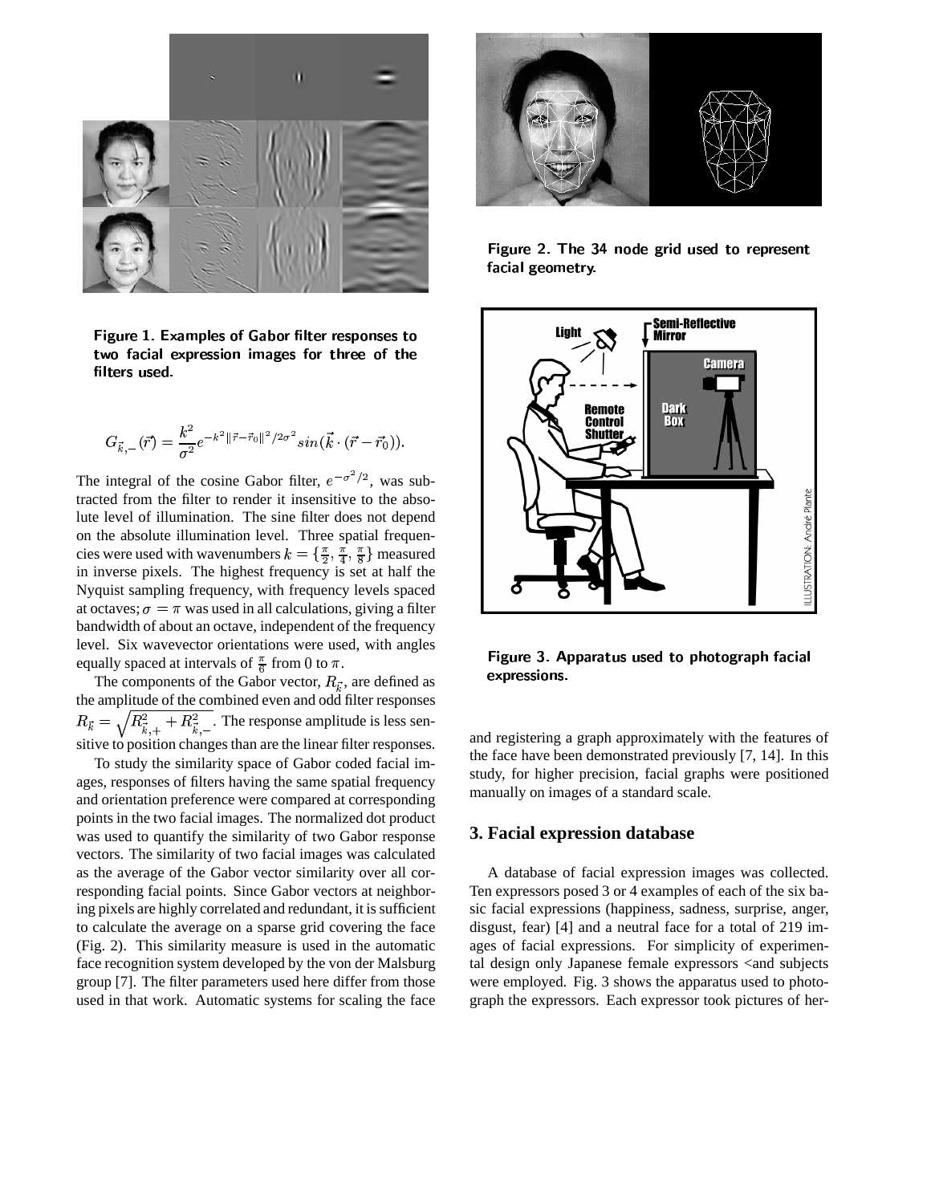Figure 1. Examples of Gabor filter responses to two facial expression images for three of the filters used.

$$G_{\vec{k},-}(\vec{r}) = \frac{k^2}{\sigma^2} e^{-k^2 \|\vec{r}-\vec{r}_0\|^2/2\sigma^2} sin(\vec{k} \cdot (\vec{r} - \vec{r}_0)).$$

The integral of the cosine Gabor filter, $e^{-\sigma^2/2}$, was subtracted from the filter to render it insensitive to the absolute level of illumination. The sine filter does not depend on the absolute illumination level. Three spatial frequencies were used with wavenumbers $k = \{\frac{\pi}{2}, \frac{\pi}{4}, \frac{\pi}{8}\}$ measured in inverse pixels. The highest frequency is set at half the Nyquist sampling frequency, with frequency levels spaced at octaves; $\sigma = \pi$ was used in all calculations, giving a filter bandwidth of about an octave, independent of the frequency level. Six wavevector orientations were used, with angles equally spaced at intervals of $\frac{\pi}{6}$ from 0 to $\pi$.

The components of the Gabor vector, $R_{\vec{k}}$, are defined as the amplitude of the combined even and odd filter responses $R_{\vec{k}} = \sqrt{R^2_{\vec{k},+} + R^2_{\vec{k},-}}$. The response amplitude is less sensitive to position changes than are the linear filter responses.

To study the similarity space of Gabor coded facial images, responses of filters having the same spatial frequency and orientation preference were compared at corresponding points in the two facial images. The normalized dot product was used to quantify the similarity of two Gabor response vectors. The similarity of two facial images was calculated as the average of the Gabor vector similarity over all corresponding facial points. Since Gabor vectors at neighboring pixels are highly correlated and redundant, it is sufficient to calculate the average on a sparse grid covering the face (Fig. 2). This similarity measure is used in the automatic face recognition system developed by the von der Malsburg group [7]. The filter parameters used here differ from those used in that work. Automatic systems for scaling the face and registering a graph approximately with the features of the face have been demonstrated previously [7, 14]. In this study, for higher precision, facial graphs were positioned manually on images of a standard scale.

Figure 2. The 34 node grid used to represent facial geometry.

Figure 3. Apparatus used to photograph facial expressions.

## 3. Facial expression database

A database of facial expression images was collected. Ten expressors posed 3 or 4 examples of each of the six basic facial expressions (happiness, sadness, surprise, anger, disgust, fear) [4] and a neutral face for a total of 219 images of facial expressions. For simplicity of experimental design only Japanese female expressors <and subjects were employed. Fig. 3 shows the apparatus used to photograph the expressors. Each expressor took pictures of her-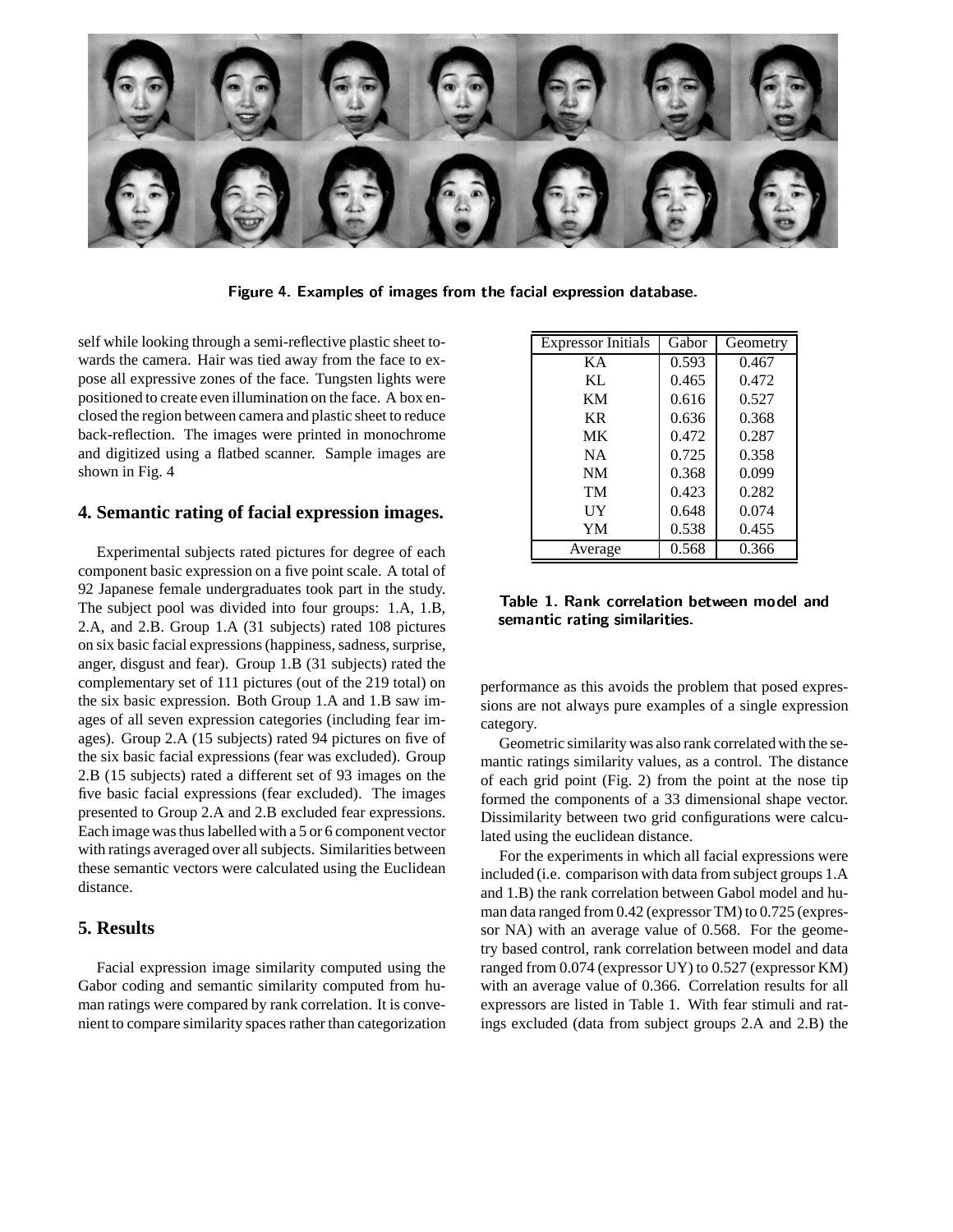Figure 4. Examples of images from the facial expression database.

self while looking through a semi-reflective plastic sheet towards the camera. Hair was tied away from the face to expose all expressive zones of the face. Tungsten lights were positioned to create even illumination on the face. A box enclosed the region between camera and plastic sheet to reduce back-reflection. The images were printed in monochrome and digitized using a flatbed scanner. Sample images are shown in Fig. 4

## 4. Semantic rating of facial expression images.

Experimental subjects rated pictures for degree of each component basic expression on a five point scale. A total of 92 Japanese female undergraduates took part in the study. The subject pool was divided into four groups: 1.A, 1.B, 2.A, and 2.B. Group 1.A (31 subjects) rated 108 pictures on six basic facial expressions (happiness, sadness, surprise, anger, disgust and fear). Group 1.B (31 subjects) rated the complementary set of 111 pictures (out of the 219 total) on the six basic expression. Both Group 1.A and 1.B saw images of all seven expression categories (including fear images). Group 2.A (15 subjects) rated 94 pictures on five of the six basic facial expressions (fear was excluded). Group 2.B (15 subjects) rated a different set of 93 images on the five basic facial expressions (fear excluded). The images presented to Group 2.A and 2.B excluded fear expressions. Each image was thus labelled with a 5 or 6 component vector with ratings averaged over all subjects. Similarities between these semantic vectors were calculated using the Euclidean distance.

## 5. Results

Facial expression image similarity computed using the Gabor coding and semantic similarity computed from human ratings were compared by rank correlation. It is convenient to compare similarity spaces rather than categorization performance as this avoids the problem that posed expressions are not always pure examples of a single expression category.

| Expressor Initials | Gabor | Geometry |
|---|---|---|
| KA | 0.593 | 0.467 |
| KL | 0.465 | 0.472 |
| KM | 0.616 | 0.527 |
| KR | 0.636 | 0.368 |
| MK | 0.472 | 0.287 |
| NA | 0.725 | 0.358 |
| NM | 0.368 | 0.099 |
| TM | 0.423 | 0.282 |
| UY | 0.648 | 0.074 |
| YM | 0.538 | 0.455 |
| Average | 0.568 | 0.366 |

Table 1. Rank correlation between model and semantic rating similarities.

Geometric similarity was also rank correlated with the semantic ratings similarity values, as a control. The distance of each grid point (Fig. 2) from the point at the nose tip formed the components of a 33 dimensional shape vector. Dissimilarity between two grid configurations were calculated using the euclidean distance.

For the experiments in which all facial expressions were included (i.e. comparison with data from subject groups 1.A and 1.B) the rank correlation between Gabol model and human data ranged from 0.42 (expressor TM) to 0.725 (expressor NA) with an average value of 0.568. For the geometry based control, rank correlation between model and data ranged from 0.074 (expressor UY) to 0.527 (expressor KM) with an average value of 0.366. Correlation results for all expressors are listed in Table 1. With fear stimuli and ratings excluded (data from subject groups 2.A and 2.B) the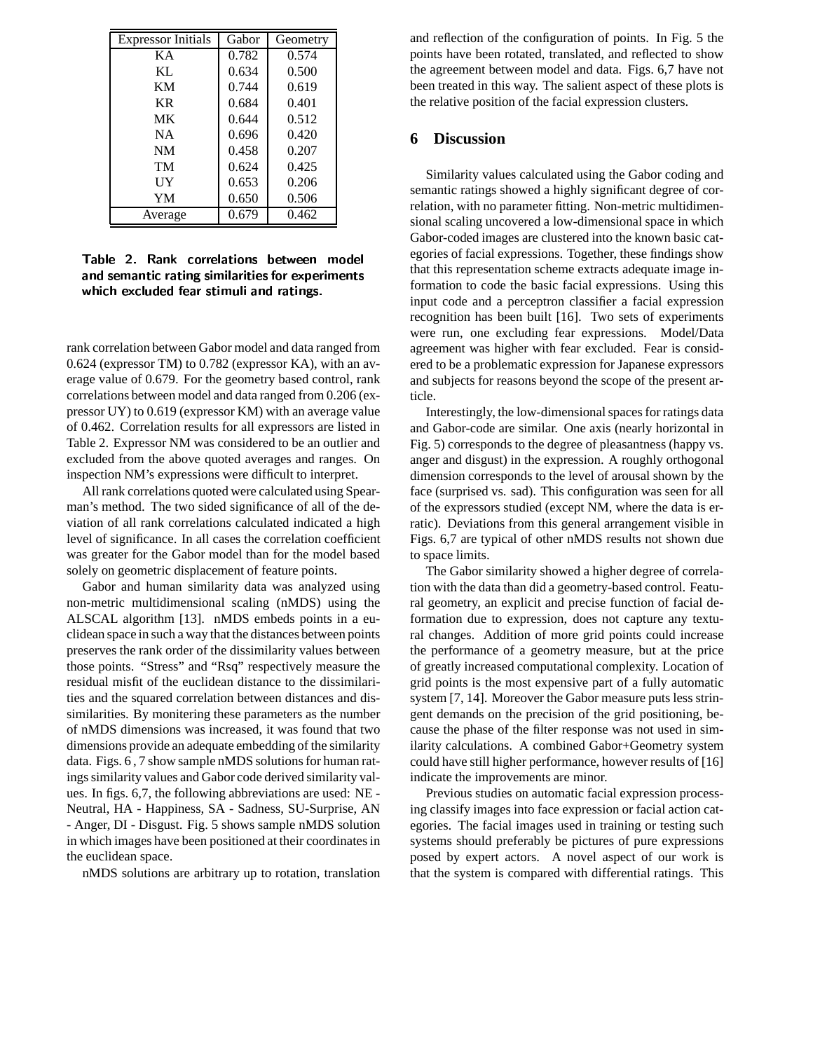| Expressor Initials | Gabor | Geometry |
|---|---|---|
| KA | 0.782 | 0.574 |
| KL | 0.634 | 0.500 |
| KM | 0.744 | 0.619 |
| KR | 0.684 | 0.401 |
| MK | 0.644 | 0.512 |
| NA | 0.696 | 0.420 |
| NM | 0.458 | 0.207 |
| TM | 0.624 | 0.425 |
| UY | 0.653 | 0.206 |
| YM | 0.650 | 0.506 |
| Average | 0.679 | 0.462 |

**Table 2. Rank correlations between model and semantic rating similarities for experiments which excluded fear stimuli and ratings.**

rank correlation between Gabor model and data ranged from 0.624 (expressor TM) to 0.782 (expressor KA), with an average value of 0.679. For the geometry based control, rank correlations between model and data ranged from 0.206 (expressor UY) to 0.619 (expressor KM) with an average value of 0.462. Correlation results for all expressors are listed in Table 2. Expressor NM was considered to be an outlier and excluded from the above quoted averages and ranges. On inspection NM's expressions were difficult to interpret.

All rank correlations quoted were calculated using Spearman's method. The two sided significance of all of the deviation of all rank correlations calculated indicated a high level of significance. In all cases the correlation coefficient was greater for the Gabor model than for the model based solely on geometric displacement of feature points.

Gabor and human similarity data was analyzed using non-metric multidimensional scaling (nMDS) using the ALSCAL algorithm [13]. nMDS embeds points in a euclidean space in such a way that the distances between points preserves the rank order of the dissimilarity values between those points. "Stress" and "Rsq" respectively measure the residual misfit of the euclidean distance to the dissimilarities and the squared correlation between distances and dissimilarities. By monitering these parameters as the number of nMDS dimensions was increased, it was found that two dimensions provide an adequate embedding of the similarity data. Figs. 6 , 7 show sample nMDS solutions for human ratings similarity values and Gabor code derived similarity values. In figs. 6,7, the following abbreviations are used: NE - Neutral, HA - Happiness, SA - Sadness, SU-Surprise, AN - Anger, DI - Disgust. Fig. 5 shows sample nMDS solution in which images have been positioned at their coordinates in the euclidean space.

nMDS solutions are arbitrary up to rotation, translation and reflection of the configuration of points. In Fig. 5 the points have been rotated, translated, and reflected to show the agreement between model and data. Figs. 6,7 have not been treated in this way. The salient aspect of these plots is the relative position of the facial expression clusters.

## 6 Discussion

Similarity values calculated using the Gabor coding and semantic ratings showed a highly significant degree of correlation, with no parameter fitting. Non-metric multidimensional scaling uncovered a low-dimensional space in which Gabor-coded images are clustered into the known basic categories of facial expressions. Together, these findings show that this representation scheme extracts adequate image information to code the basic facial expressions. Using this input code and a perceptron classifier a facial expression recognition has been built [16]. Two sets of experiments were run, one excluding fear expressions. Model/Data agreement was higher with fear excluded. Fear is considered to be a problematic expression for Japanese expressors and subjects for reasons beyond the scope of the present article.

Interestingly, the low-dimensional spaces for ratings data and Gabor-code are similar. One axis (nearly horizontal in Fig. 5) corresponds to the degree of pleasantness (happy vs. anger and disgust) in the expression. A roughly orthogonal dimension corresponds to the level of arousal shown by the face (surprised vs. sad). This configuration was seen for all of the expressors studied (except NM, where the data is erratic). Deviations from this general arrangement visible in Figs. 6,7 are typical of other nMDS results not shown due to space limits.

The Gabor similarity showed a higher degree of correlation with the data than did a geometry-based control. Featural geometry, an explicit and precise function of facial deformation due to expression, does not capture any textural changes. Addition of more grid points could increase the performance of a geometry measure, but at the price of greatly increased computational complexity. Location of grid points is the most expensive part of a fully automatic system [7, 14]. Moreover the Gabor measure puts less stringent demands on the precision of the grid positioning, because the phase of the filter response was not used in similarity calculations. A combined Gabor+Geometry system could have still higher performance, however results of [16] indicate the improvements are minor.

Previous studies on automatic facial expression processing classify images into face expression or facial action categories. The facial images used in training or testing such systems should preferably be pictures of pure expressions posed by expert actors. A novel aspect of our work is that the system is compared with differential ratings. This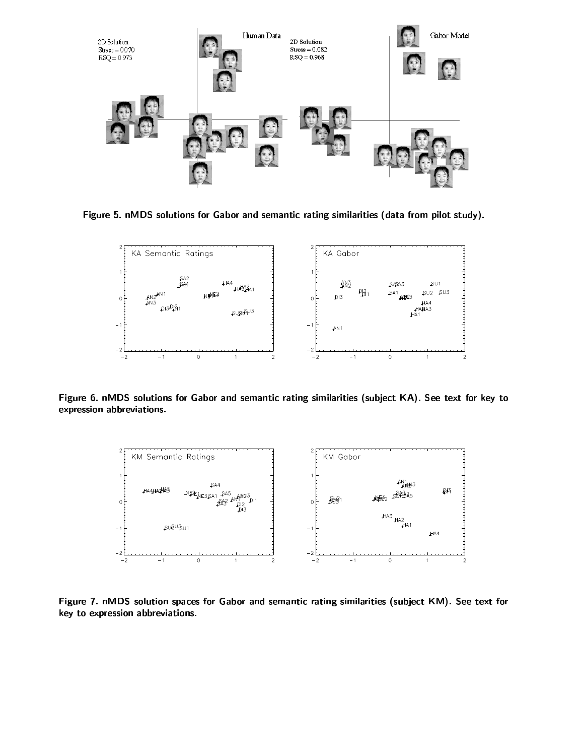Figure 5. nMDS solutions for Gabor and semantic rating similarities (data from pilot study).

Figure 6. nMDS solutions for Gabor and semantic rating similarities (subject KA). See text for key to expression abbreviations.

Figure 7. nMDS solution spaces for Gabor and semantic rating similarities (subject KM). See text for key to expression abbreviations.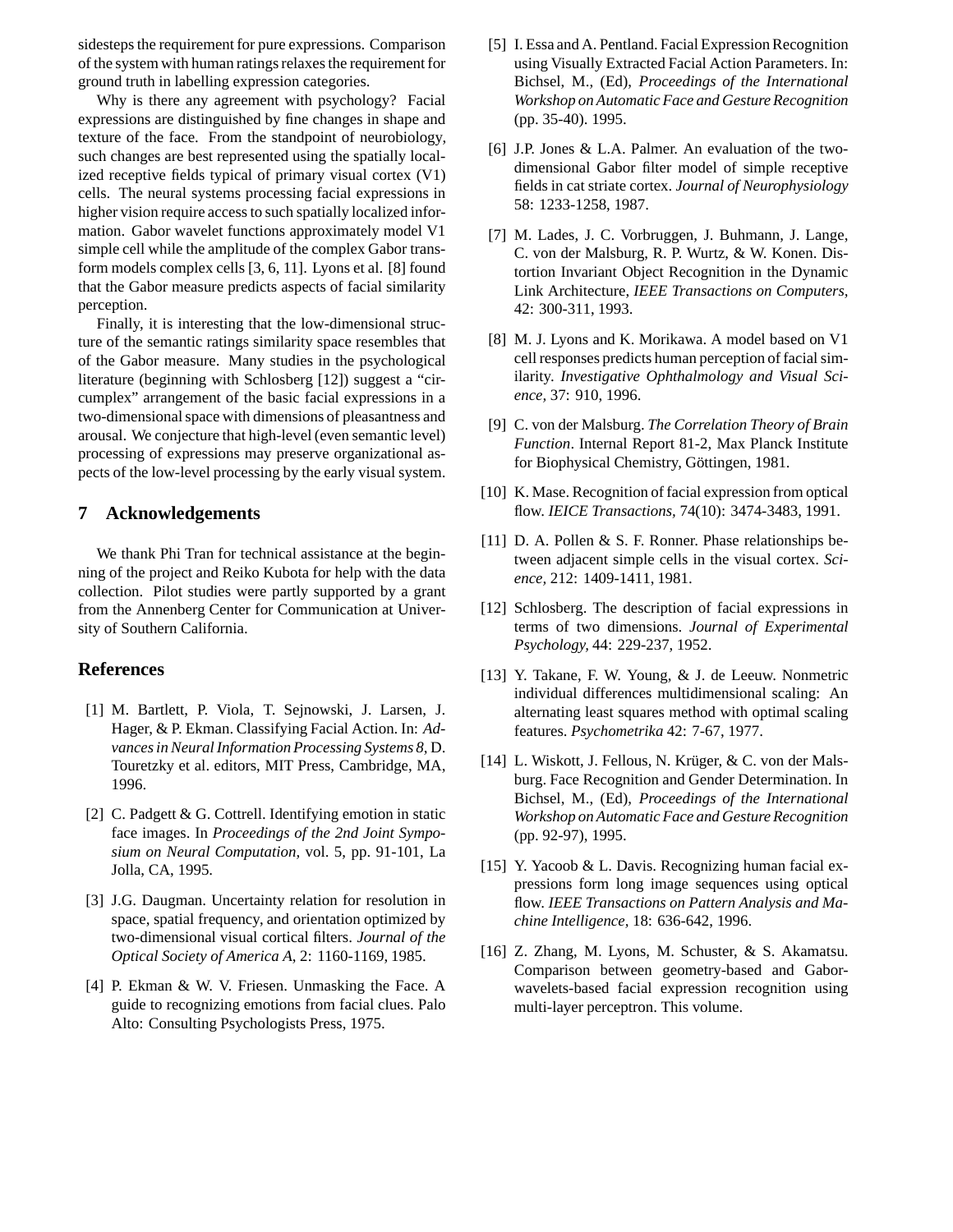sidesteps the requirement for pure expressions. Comparison of the system with human ratings relaxes the requirement for ground truth in labelling expression categories.

Why is there any agreement with psychology? Facial expressions are distinguished by fine changes in shape and texture of the face. From the standpoint of neurobiology, such changes are best represented using the spatially localized receptive fields typical of primary visual cortex (V1) cells. The neural systems processing facial expressions in higher vision require access to such spatially localized information. Gabor wavelet functions approximately model V1 simple cell while the amplitude of the complex Gabor transform models complex cells [3, 6, 11]. Lyons et al. [8] found that the Gabor measure predicts aspects of facial similarity perception.

Finally, it is interesting that the low-dimensional structure of the semantic ratings similarity space resembles that of the Gabor measure. Many studies in the psychological literature (beginning with Schlosberg [12]) suggest a "circumplex" arrangement of the basic facial expressions in a two-dimensional space with dimensions of pleasantness and arousal. We conjecture that high-level (even semantic level) processing of expressions may preserve organizational aspects of the low-level processing by the early visual system.

## 7 Acknowledgements

We thank Phi Tran for technical assistance at the beginning of the project and Reiko Kubota for help with the data collection. Pilot studies were partly supported by a grant from the Annenberg Center for Communication at University of Southern California.

## References

[1] M. Bartlett, P. Viola, T. Sejnowski, J. Larsen, J. Hager, & P. Ekman. Classifying Facial Action. In: *Advances in Neural Information Processing Systems 8*, D. Touretzky et al. editors, MIT Press, Cambridge, MA, 1996.

[2] C. Padgett & G. Cottrell. Identifying emotion in static face images. In *Proceedings of the 2nd Joint Symposium on Neural Computation*, vol. 5, pp. 91-101, La Jolla, CA, 1995.

[3] J.G. Daugman. Uncertainty relation for resolution in space, spatial frequency, and orientation optimized by two-dimensional visual cortical filters. *Journal of the Optical Society of America A*, 2: 1160-1169, 1985.

[4] P. Ekman & W. V. Friesen. Unmasking the Face. A guide to recognizing emotions from facial clues. Palo Alto: Consulting Psychologists Press, 1975.

[5] I. Essa and A. Pentland. Facial Expression Recognition using Visually Extracted Facial Action Parameters. In: Bichsel, M., (Ed), *Proceedings of the International Workshop on Automatic Face and Gesture Recognition* (pp. 35-40). 1995.

[6] J.P. Jones & L.A. Palmer. An evaluation of the two-dimensional Gabor filter model of simple receptive fields in cat striate cortex. *Journal of Neurophysiology* 58: 1233-1258, 1987.

[7] M. Lades, J. C. Vorbruggen, J. Buhmann, J. Lange, C. von der Malsburg, R. P. Wurtz, & W. Konen. Distortion Invariant Object Recognition in the Dynamic Link Architecture, *IEEE Transactions on Computers*, 42: 300-311, 1993.

[8] M. J. Lyons and K. Morikawa. A model based on V1 cell responses predicts human perception of facial similarity. *Investigative Ophthalmology and Visual Science*, 37: 910, 1996.

[9] C. von der Malsburg. *The Correlation Theory of Brain Function*. Internal Report 81-2, Max Planck Institute for Biophysical Chemistry, Göttingen, 1981.

[10] K. Mase. Recognition of facial expression from optical flow. *IEICE Transactions*, 74(10): 3474-3483, 1991.

[11] D. A. Pollen & S. F. Ronner. Phase relationships between adjacent simple cells in the visual cortex. *Science*, 212: 1409-1411, 1981.

[12] Schlosberg. The description of facial expressions in terms of two dimensions. *Journal of Experimental Psychology*, 44: 229-237, 1952.

[13] Y. Takane, F. W. Young, & J. de Leeuw. Nonmetric individual differences multidimensional scaling: An alternating least squares method with optimal scaling features. *Psychometrika* 42: 7-67, 1977.

[14] L. Wiskott, J. Fellous, N. Krüger, & C. von der Malsburg. Face Recognition and Gender Determination. In Bichsel, M., (Ed), *Proceedings of the International Workshop on Automatic Face and Gesture Recognition* (pp. 92-97), 1995.

[15] Y. Yacoob & L. Davis. Recognizing human facial expressions form long image sequences using optical flow. *IEEE Transactions on Pattern Analysis and Machine Intelligence*, 18: 636-642, 1996.

[16] Z. Zhang, M. Lyons, M. Schuster, & S. Akamatsu. Comparison between geometry-based and Gabor-wavelets-based facial expression recognition using multi-layer perceptron. This volume.